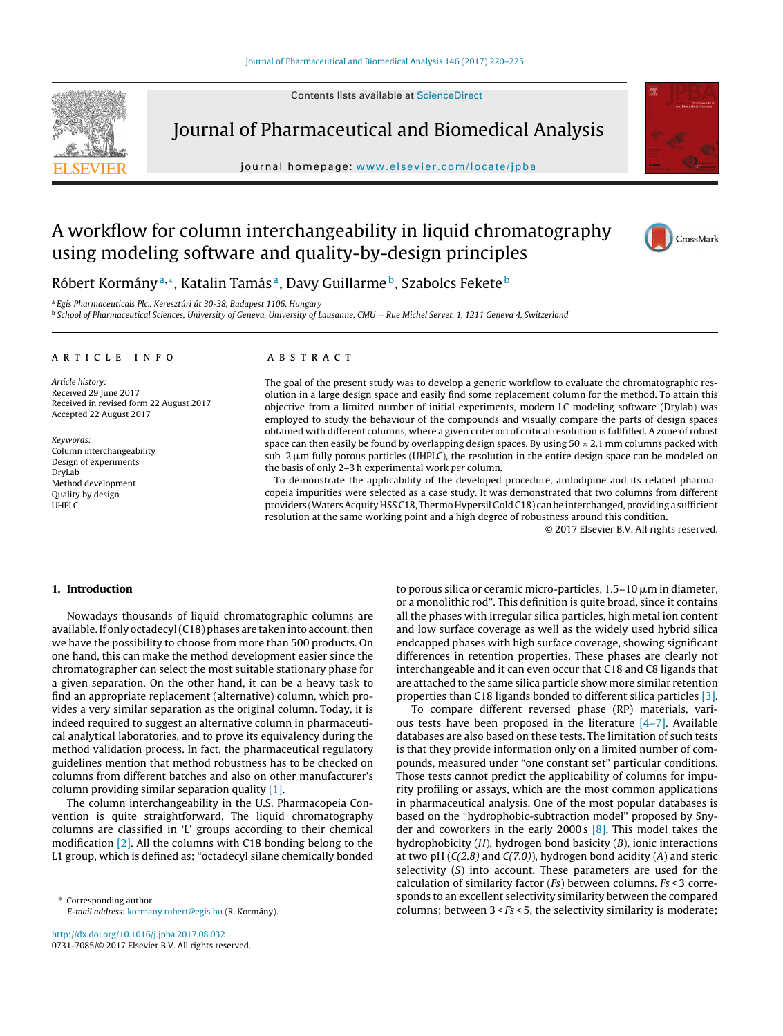# A workflow for column interchangeability in liquid chromatography using modeling software and quality-by-design principles

Róbert Kormány [a,*], Katalin Tamás [a], Davy Guillarme [b], Szabolcs Fekete [b]

[a] Egis Pharmaceuticals Plc., Keresztúri út 30-38, Budapest 1106, Hungary
[b] School of Pharmaceutical Sciences, University of Geneva, University of Lausanne, CMU – Rue Michel Servet, 1, 1211 Geneva 4, Switzerland

## ARTICLE INFO

*Article history:*
Received 29 June 2017
Received in revised form 22 August 2017
Accepted 22 August 2017

*Keywords:*
Column interchangeability
Design of experiments
DryLab
Method development
Quality by design
UHPLC

## ABSTRACT

The goal of the present study was to develop a generic workflow to evaluate the chromatographic resolution in a large design space and easily find some replacement column for the method. To attain this objective from a limited number of initial experiments, modern LC modeling software (Drylab) was employed to study the behaviour of the compounds and visually compare the parts of design spaces obtained with different columns, where a given criterion of critical resolution is fullfilled. A zone of robust space can then easily be found by overlapping design spaces. By using 50 × 2.1 mm columns packed with sub–2 μm fully porous particles (UHPLC), the resolution in the entire design space can be modeled on the basis of only 2–3 h experimental work *per* column.

To demonstrate the applicability of the developed procedure, amlodipine and its related pharmacopeia impurities were selected as a case study. It was demonstrated that two columns from different providers (Waters Acquity HSS C18, Thermo Hypersil Gold C18) can be interchanged, providing a sufficient resolution at the same working point and a high degree of robustness around this condition.

© 2017 Elsevier B.V. All rights reserved.

## 1. Introduction

Nowadays thousands of liquid chromatographic columns are available. If only octadecyl (C18) phases are taken into account, then we have the possibility to choose from more than 500 products. On one hand, this can make the method development easier since the chromatographer can select the most suitable stationary phase for a given separation. On the other hand, it can be a heavy task to find an appropriate replacement (alternative) column, which provides a very similar separation as the original column. Today, it is indeed required to suggest an alternative column in pharmaceutical analytical laboratories, and to prove its equivalency during the method validation process. In fact, the pharmaceutical regulatory guidelines mention that method robustness has to be checked on columns from different batches and also on other manufacturer's column providing similar separation quality [1].

The column interchangeability in the U.S. Pharmacopeia Convention is quite straightforward. The liquid chromatography columns are classified in 'L' groups according to their chemical modification [2]. All the columns with C18 bonding belong to the L1 group, which is defined as: "octadecyl silane chemically bonded to porous silica or ceramic micro-particles, 1.5–10 μm in diameter, or a monolithic rod". This definition is quite broad, since it contains all the phases with irregular silica particles, high metal ion content and low surface coverage as well as the widely used hybrid silica endcapped phases with high surface coverage, showing significant differences in retention properties. These phases are clearly not interchangeable and it can even occur that C18 and C8 ligands that are attached to the same silica particle show more similar retention properties than C18 ligands bonded to different silica particles [3].

To compare different reversed phase (RP) materials, various tests have been proposed in the literature [4–7]. Available databases are also based on these tests. The limitation of such tests is that they provide information only on a limited number of compounds, measured under "one constant set" particular conditions. Those tests cannot predict the applicability of columns for impurity profiling or assays, which are the most common applications in pharmaceutical analysis. One of the most popular databases is based on the "hydrophobic-subtraction model" proposed by Snyder and coworkers in the early 2000 s [8]. This model takes the hydrophobicity ($H$), hydrogen bond basicity ($B$), ionic interactions at two pH ($C(2.8)$ and $C(7.0)$), hydrogen bond acidity ($A$) and steric selectivity ($S$) into account. These parameters are used for the calculation of similarity factor ($Fs$) between columns. $Fs < 3$ corresponds to an excellent selectivity similarity between the compared columns; between $3 < Fs < 5$, the selectivity similarity is moderate;

\* Corresponding author.
*E-mail address:* kormany.robert@egis.hu (R. Kormány).

http://dx.doi.org/10.1016/j.jpba.2017.08.032
0731-7085/© 2017 Elsevier B.V. All rights reserved.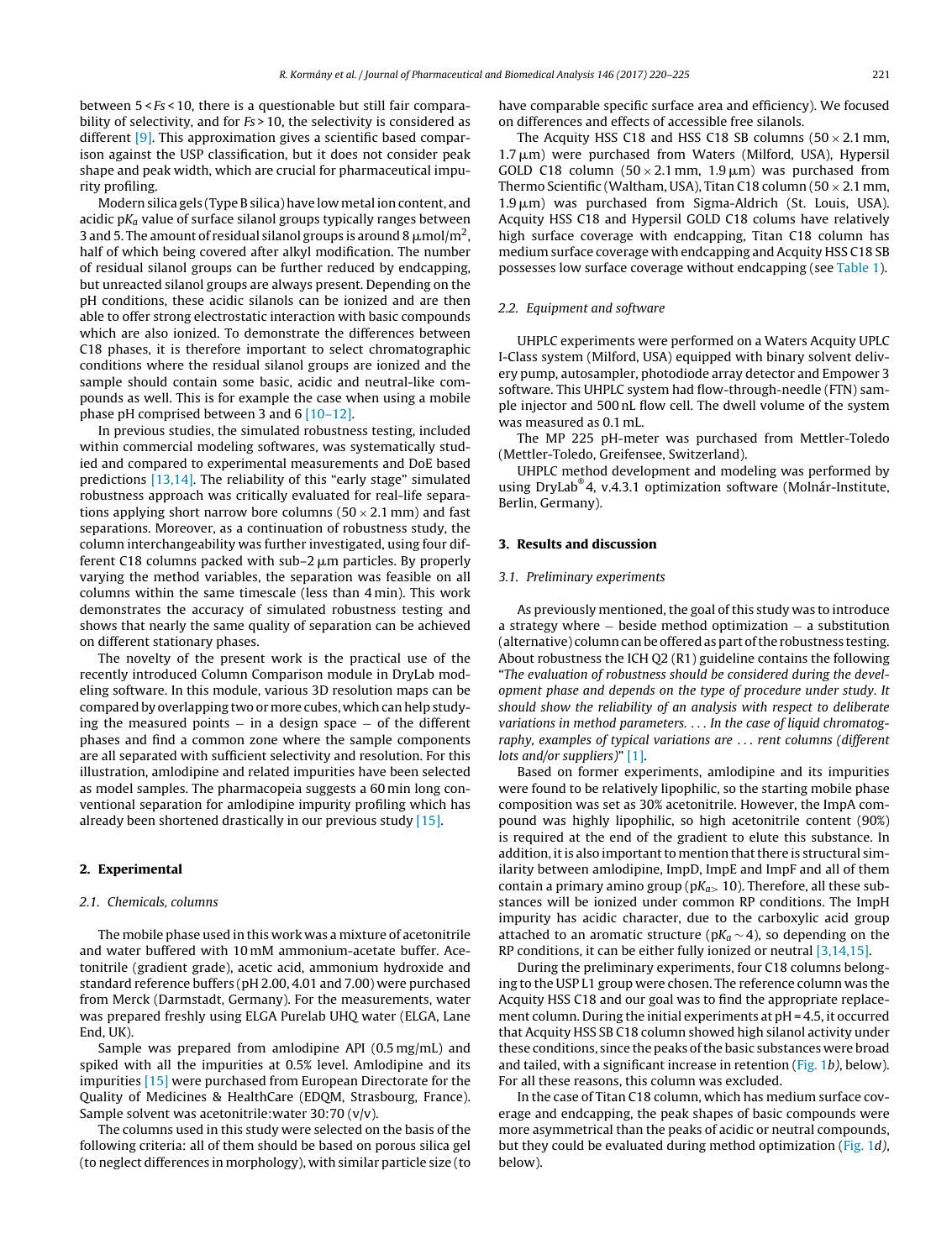between 5 < *Fs* < 10, there is a questionable but still fair comparability of selectivity, and for *Fs* > 10, the selectivity is considered as different [9]. This approximation gives a scientific based comparison against the USP classification, but it does not consider peak shape and peak width, which are crucial for pharmaceutical impurity profiling.

Modern silica gels (Type B silica) have low metal ion content, and acidic $pK_a$ value of surface silanol groups typically ranges between 3 and 5. The amount of residual silanol groups is around 8 $\mu mol/m^2$, half of which being covered after alkyl modification. The number of residual silanol groups can be further reduced by endcapping, but unreacted silanol groups are always present. Depending on the pH conditions, these acidic silanols can be ionized and are then able to offer strong electrostatic interaction with basic compounds which are also ionized. To demonstrate the differences between C18 phases, it is therefore important to select chromatographic conditions where the residual silanol groups are ionized and the sample should contain some basic, acidic and neutral-like compounds as well. This is for example the case when using a mobile phase pH comprised between 3 and 6 [10–12].

In previous studies, the simulated robustness testing, included within commercial modeling softwares, was systematically studied and compared to experimental measurements and DoE based predictions [13,14]. The reliability of this "early stage" simulated robustness approach was critically evaluated for real-life separations applying short narrow bore columns (50 × 2.1 mm) and fast separations. Moreover, as a continuation of robustness study, the column interchangeability was further investigated, using four different C18 columns packed with sub–2 μm particles. By properly varying the method variables, the separation was feasible on all columns within the same timescale (less than 4 min). This work demonstrates the accuracy of simulated robustness testing and shows that nearly the same quality of separation can be achieved on different stationary phases.

The novelty of the present work is the practical use of the recently introduced Column Comparison module in DryLab modeling software. In this module, various 3D resolution maps can be compared by overlapping two or more cubes, which can help studying the measured points – in a design space – of the different phases and find a common zone where the sample components are all separated with sufficient selectivity and resolution. For this illustration, amlodipine and related impurities have been selected as model samples. The pharmacopeia suggests a 60 min long conventional separation for amlodipine impurity profiling which has already been shortened drastically in our previous study [15].

## 2. Experimental

### 2.1. Chemicals, columns

The mobile phase used in this work was a mixture of acetonitrile and water buffered with 10 mM ammonium-acetate buffer. Acetonitrile (gradient grade), acetic acid, ammonium hydroxide and standard reference buffers (pH 2.00, 4.01 and 7.00) were purchased from Merck (Darmstadt, Germany). For the measurements, water was prepared freshly using ELGA Purelab UHQ water (ELGA, Lane End, UK).

Sample was prepared from amlodipine API (0.5 mg/mL) and spiked with all the impurities at 0.5% level. Amlodipine and its impurities [15] were purchased from European Directorate for the Quality of Medicines & HealthCare (EDQM, Strasbourg, France). Sample solvent was acetonitrile:water 30:70 (v/v).

The columns used in this study were selected on the basis of the following criteria: all of them should be based on porous silica gel (to neglect differences in morphology), with similar particle size (to have comparable specific surface area and efficiency). We focused on differences and effects of accessible free silanols.

The Acquity HSS C18 and HSS C18 SB columns (50 × 2.1 mm, 1.7 μm) were purchased from Waters (Milford, USA), Hypersil GOLD C18 column (50 × 2.1 mm, 1.9 μm) was purchased from Thermo Scientific (Waltham, USA), Titan C18 column (50 × 2.1 mm, 1.9 μm) was purchased from Sigma-Aldrich (St. Louis, USA). Acquity HSS C18 and Hypersil GOLD C18 colums have relatively high surface coverage with endcapping, Titan C18 column has medium surface coverage with endcapping and Acquity HSS C18 SB possesses low surface coverage without endcapping (see Table 1).

### 2.2. Equipment and software

UHPLC experiments were performed on a Waters Acquity UPLC I-Class system (Milford, USA) equipped with binary solvent delivery pump, autosampler, photodiode array detector and Empower 3 software. This UHPLC system had flow-through-needle (FTN) sample injector and 500 nL flow cell. The dwell volume of the system was measured as 0.1 mL.

The MP 225 pH-meter was purchased from Mettler-Toledo (Mettler-Toledo, Greifensee, Switzerland).

UHPLC method development and modeling was performed by using DryLab® 4, v.4.3.1 optimization software (Molnár-Institute, Berlin, Germany).

## 3. Results and discussion

### 3.1. Preliminary experiments

As previously mentioned, the goal of this study was to introduce a strategy where – beside method optimization – a substitution (alternative) column can be offered as part of the robustness testing. About robustness the ICH Q2 (R1) guideline contains the following "*The evaluation of robustness should be considered during the development phase and depends on the type of procedure under study. It should show the reliability of an analysis with respect to deliberate variations in method parameters. . . . In the case of liquid chromatography, examples of typical variations are . . . rent columns (different lots and/or suppliers)*" [1].

Based on former experiments, amlodipine and its impurities were found to be relatively lipophilic, so the starting mobile phase composition was set as 30% acetonitrile. However, the ImpA compound was highly lipophilic, so high acetonitrile content (90%) is required at the end of the gradient to elute this substance. In addition, it is also important to mention that there is structural similarity between amlodipine, ImpD, ImpE and ImpF and all of them contain a primary amino group ($pK_{a>}$ 10). Therefore, all these substances will be ionized under common RP conditions. The ImpH impurity has acidic character, due to the carboxylic acid group attached to an aromatic structure ($pK_a \sim 4$), so depending on the RP conditions, it can be either fully ionized or neutral [3,14,15].

During the preliminary experiments, four C18 columns belonging to the USP L1 group were chosen. The reference column was the Acquity HSS C18 and our goal was to find the appropriate replacement column. During the initial experiments at pH = 4.5, it occurred that Acquity HSS SB C18 column showed high silanol activity under these conditions, since the peaks of the basic substances were broad and tailed, with a significant increase in retention (Fig. 1*b)*, below). For all these reasons, this column was excluded.

In the case of Titan C18 column, which has medium surface coverage and endcapping, the peak shapes of basic compounds were more asymmetrical than the peaks of acidic or neutral compounds, but they could be evaluated during method optimization (Fig. 1*d)*, below).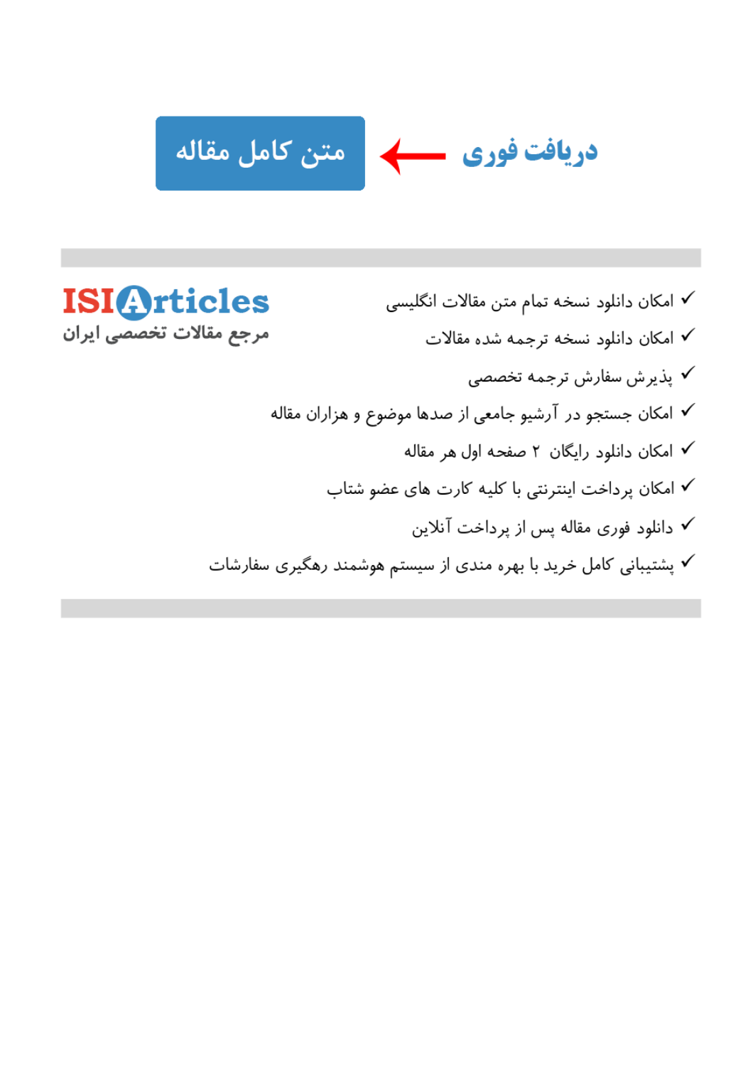دریافت فوری ← **متن کامل مقاله**

**ISIArticles**

مرجع مقالات تخصصی ایران

- ✓ امکان دانلود نسخه تمام متن مقالات انگلیسی
- ✓ امکان دانلود نسخه ترجمه شده مقالات
- ✓ پذیرش سفارش ترجمه تخصصی
- ✓ امکان جستجو در آرشیو جامعی از صدها موضوع و هزاران مقاله
- ✓ امکان دانلود رایگان ۲ صفحه اول هر مقاله
- ✓ امکان پرداخت اینترنتی با کلیه کارت های عضو شتاب
- ✓ دانلود فوری مقاله پس از پرداخت آنلاین
- ✓ پشتیبانی کامل خرید با بهره مندی از سیستم هوشمند رهگیری سفارشات